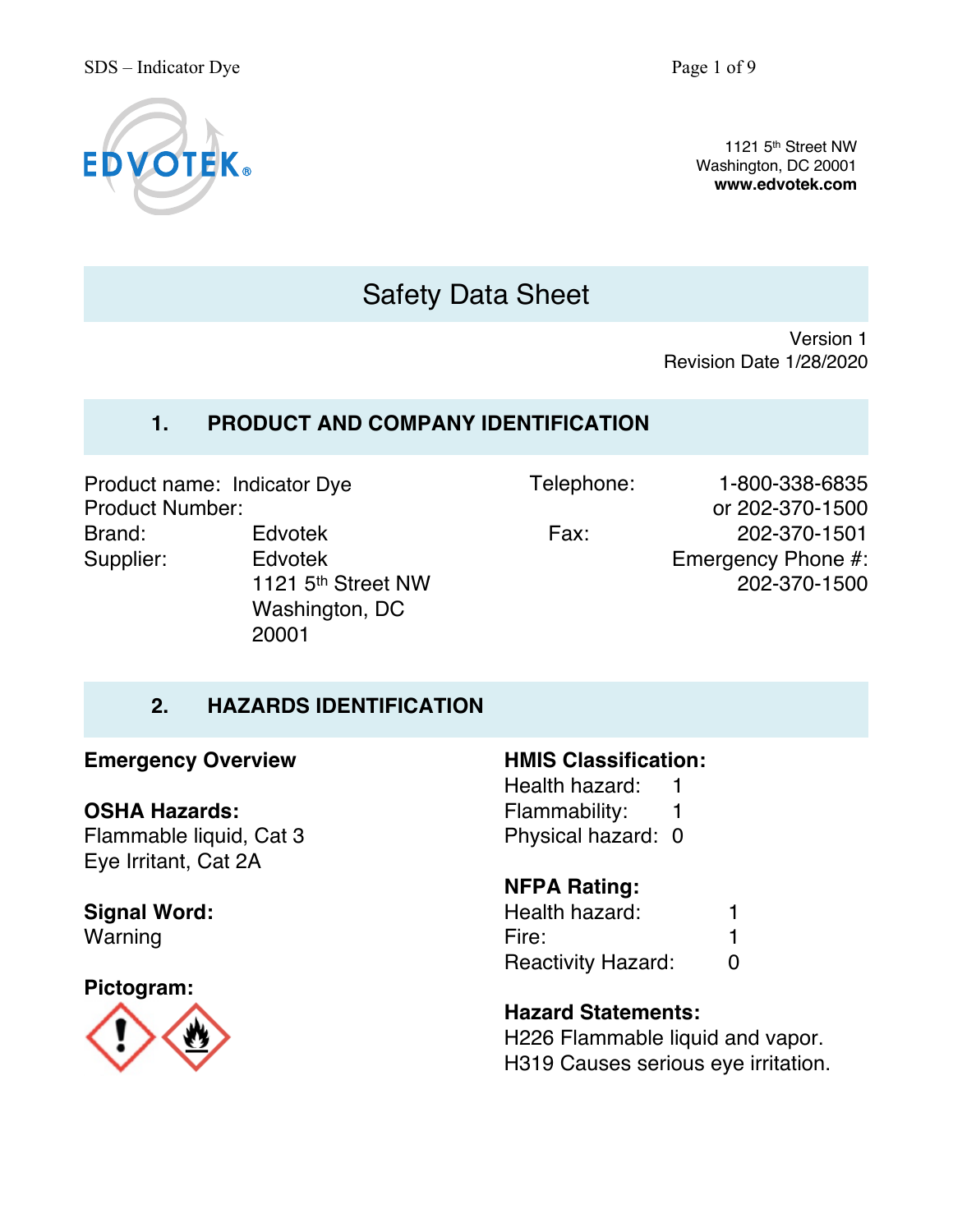EDVOTEK®

1121 5th Street NW
Washington, DC 20001
**www.edvotek.com**

# Safety Data Sheet

Version 1
Revision Date 1/28/2020

## 1. PRODUCT AND COMPANY IDENTIFICATION

Product name: Indicator Dye
Product Number:
Brand: Edvotek
Supplier: Edvotek
1121 5th Street NW
Washington, DC
20001

Telephone: 1-800-338-6835
or 202-370-1500
Fax: 202-370-1501
Emergency Phone #:
202-370-1500

## 2. HAZARDS IDENTIFICATION

**Emergency Overview**

**OSHA Hazards:**
Flammable liquid, Cat 3
Eye Irritant, Cat 2A

**Signal Word:**
Warning

**Pictogram:**

**HMIS Classification:**
Health hazard: 1
Flammability: 1
Physical hazard: 0

**NFPA Rating:**
Health hazard: 1
Fire: 1
Reactivity Hazard: 0

**Hazard Statements:**
H226 Flammable liquid and vapor.
H319 Causes serious eye irritation.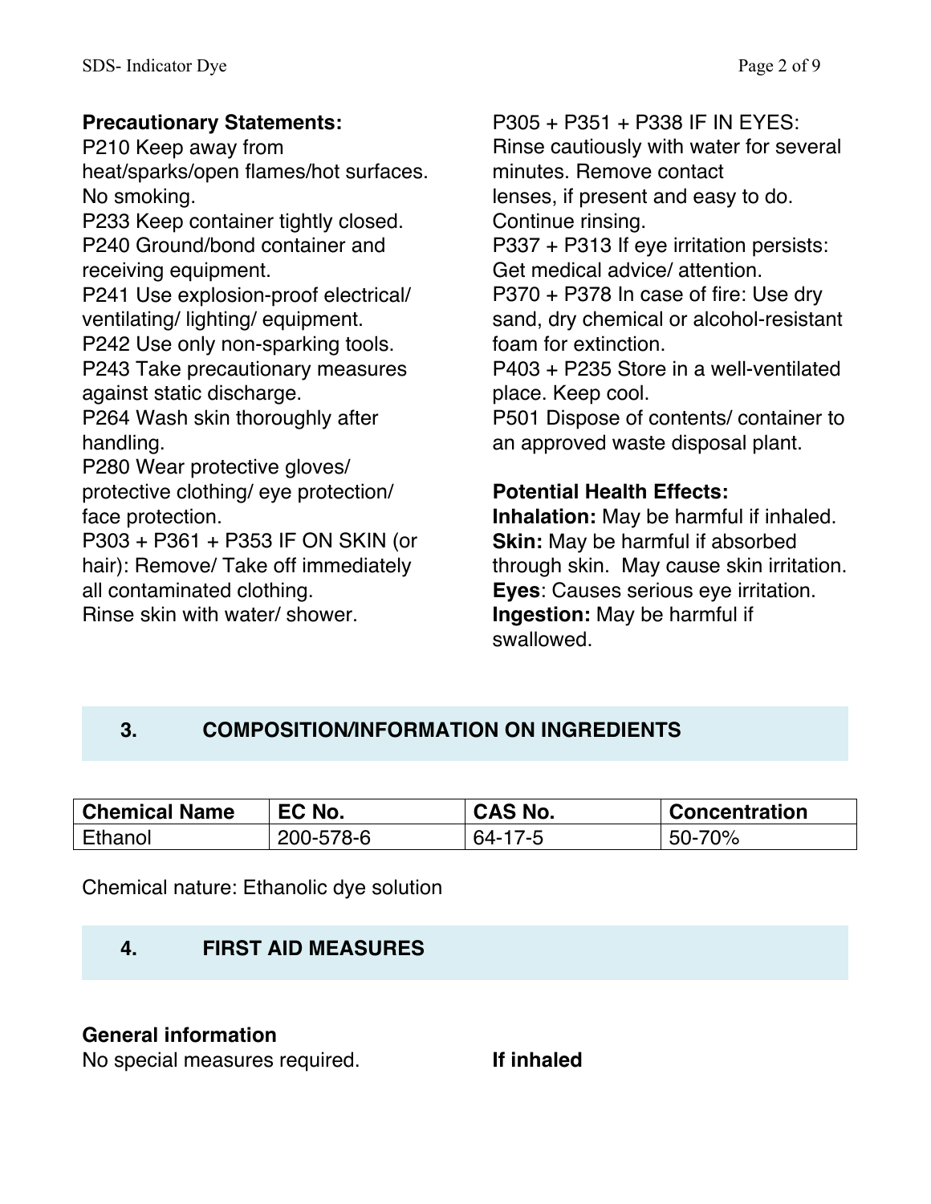**Precautionary Statements:**

P210 Keep away from heat/sparks/open flames/hot surfaces. No smoking.
P233 Keep container tightly closed.
P240 Ground/bond container and receiving equipment.
P241 Use explosion-proof electrical/ ventilating/ lighting/ equipment.
P242 Use only non-sparking tools.
P243 Take precautionary measures against static discharge.
P264 Wash skin thoroughly after handling.
P280 Wear protective gloves/ protective clothing/ eye protection/ face protection.
P303 + P361 + P353 IF ON SKIN (or hair): Remove/ Take off immediately all contaminated clothing.
Rinse skin with water/ shower.
P305 + P351 + P338 IF IN EYES: Rinse cautiously with water for several minutes. Remove contact lenses, if present and easy to do. Continue rinsing.
P337 + P313 If eye irritation persists: Get medical advice/ attention.
P370 + P378 In case of fire: Use dry sand, dry chemical or alcohol-resistant foam for extinction.
P403 + P235 Store in a well-ventilated place. Keep cool.
P501 Dispose of contents/ container to an approved waste disposal plant.

**Potential Health Effects:**

**Inhalation:** May be harmful if inhaled.
**Skin:** May be harmful if absorbed through skin. May cause skin irritation.
**Eyes**: Causes serious eye irritation.
**Ingestion:** May be harmful if swallowed.

## 3. COMPOSITION/INFORMATION ON INGREDIENTS

| Chemical Name | EC No. | CAS No. | Concentration |
| --- | --- | --- | --- |
| Ethanol | 200-578-6 | 64-17-5 | 50-70% |

Chemical nature: Ethanolic dye solution

## 4. FIRST AID MEASURES

**General information**

No special measures required.

**If inhaled**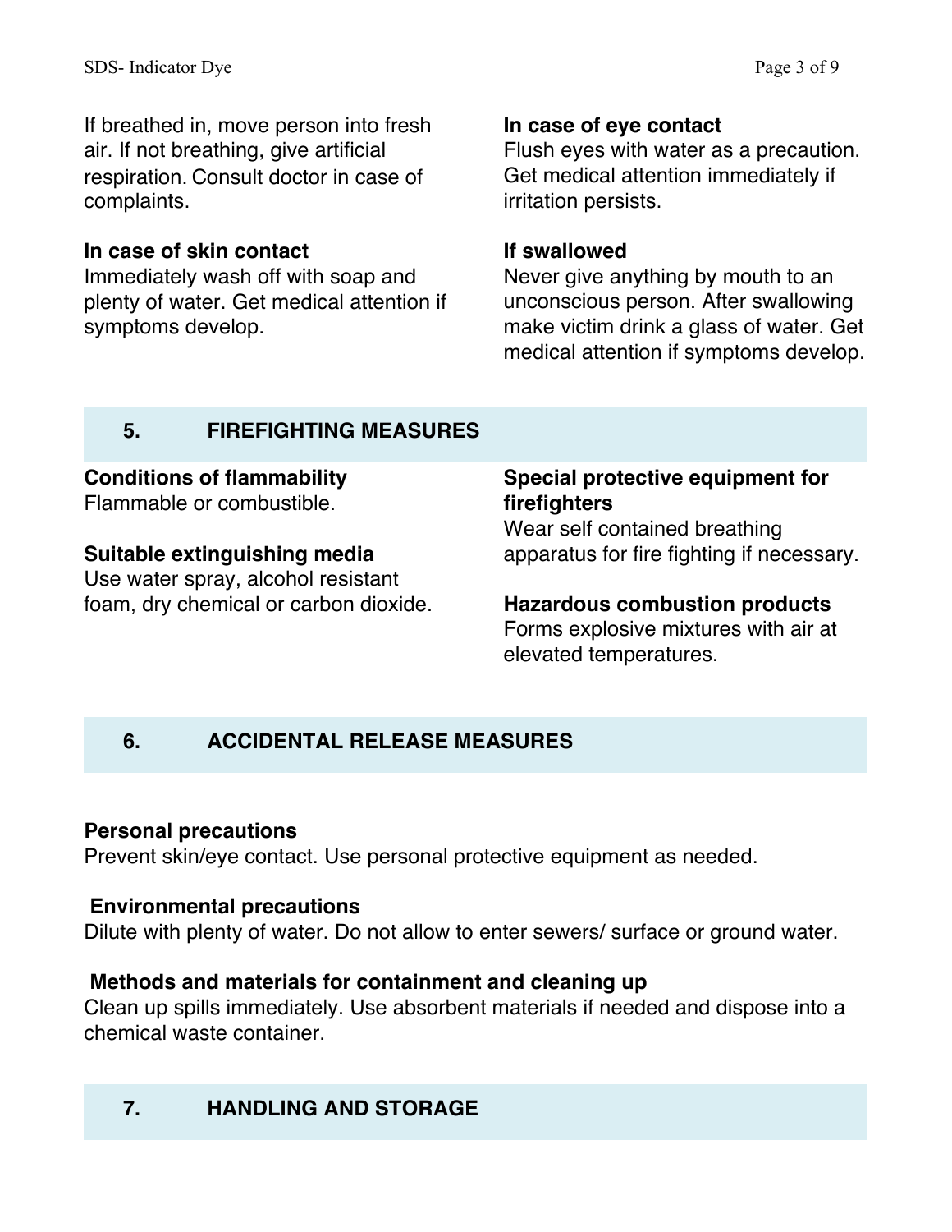If breathed in, move person into fresh air. If not breathing, give artificial respiration. Consult doctor in case of complaints.

**In case of skin contact**
Immediately wash off with soap and plenty of water. Get medical attention if symptoms develop.

**In case of eye contact**
Flush eyes with water as a precaution. Get medical attention immediately if irritation persists.

**If swallowed**
Never give anything by mouth to an unconscious person. After swallowing make victim drink a glass of water. Get medical attention if symptoms develop.

## 5. FIREFIGHTING MEASURES

**Conditions of flammability**
Flammable or combustible.

**Suitable extinguishing media**
Use water spray, alcohol resistant foam, dry chemical or carbon dioxide.

**Special protective equipment for firefighters**
Wear self contained breathing apparatus for fire fighting if necessary.

**Hazardous combustion products**
Forms explosive mixtures with air at elevated temperatures.

## 6. ACCIDENTAL RELEASE MEASURES

**Personal precautions**
Prevent skin/eye contact. Use personal protective equipment as needed.

**Environmental precautions**
Dilute with plenty of water. Do not allow to enter sewers/ surface or ground water.

**Methods and materials for containment and cleaning up**
Clean up spills immediately. Use absorbent materials if needed and dispose into a chemical waste container.

## 7. HANDLING AND STORAGE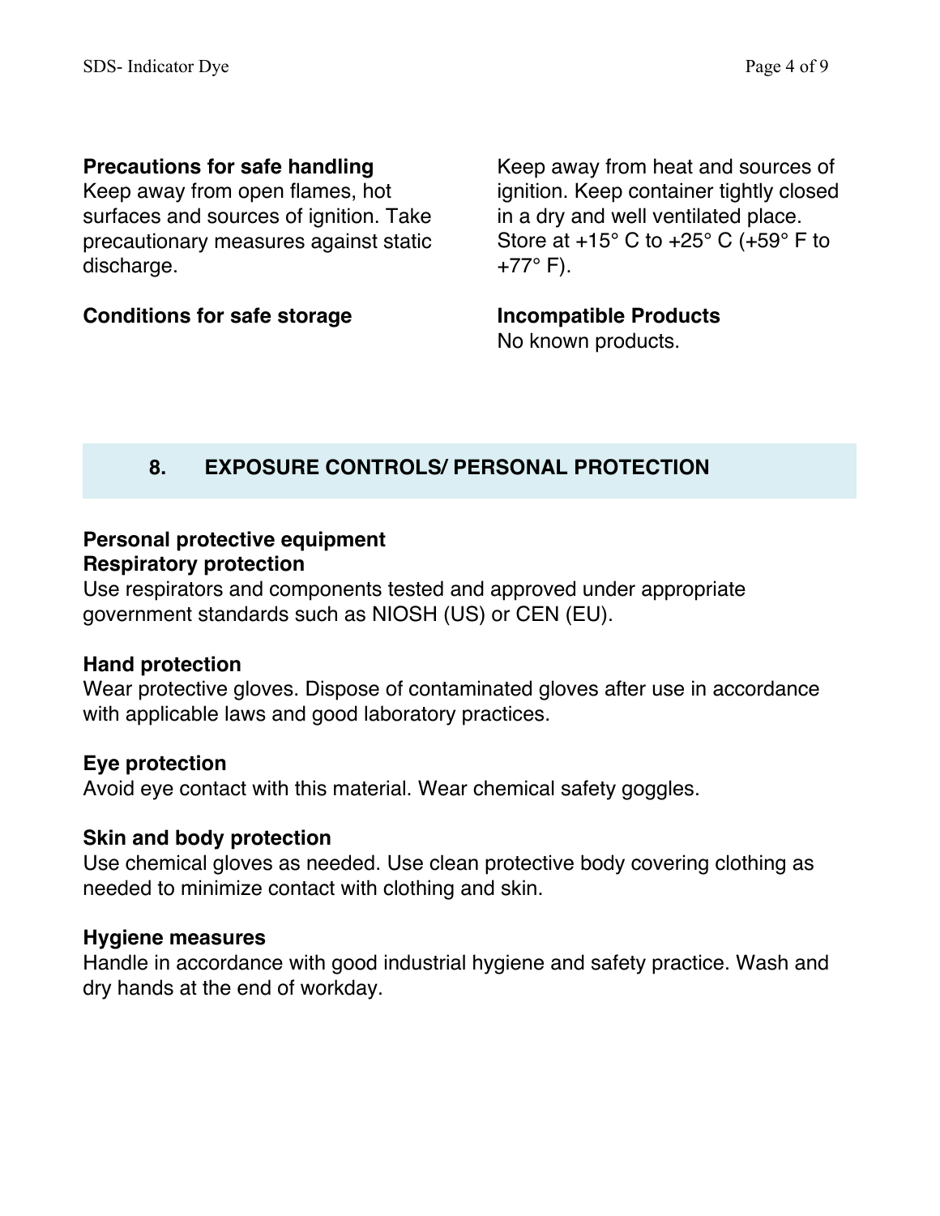**Precautions for safe handling**

Keep away from open flames, hot surfaces and sources of ignition. Take precautionary measures against static discharge.

**Conditions for safe storage**

Keep away from heat and sources of ignition. Keep container tightly closed in a dry and well ventilated place. Store at +15° C to +25° C (+59° F to +77° F).

**Incompatible Products**

No known products.

## 8. EXPOSURE CONTROLS/ PERSONAL PROTECTION

**Personal protective equipment**

**Respiratory protection**

Use respirators and components tested and approved under appropriate government standards such as NIOSH (US) or CEN (EU).

**Hand protection**

Wear protective gloves. Dispose of contaminated gloves after use in accordance with applicable laws and good laboratory practices.

**Eye protection**

Avoid eye contact with this material. Wear chemical safety goggles.

**Skin and body protection**

Use chemical gloves as needed. Use clean protective body covering clothing as needed to minimize contact with clothing and skin.

**Hygiene measures**

Handle in accordance with good industrial hygiene and safety practice. Wash and dry hands at the end of workday.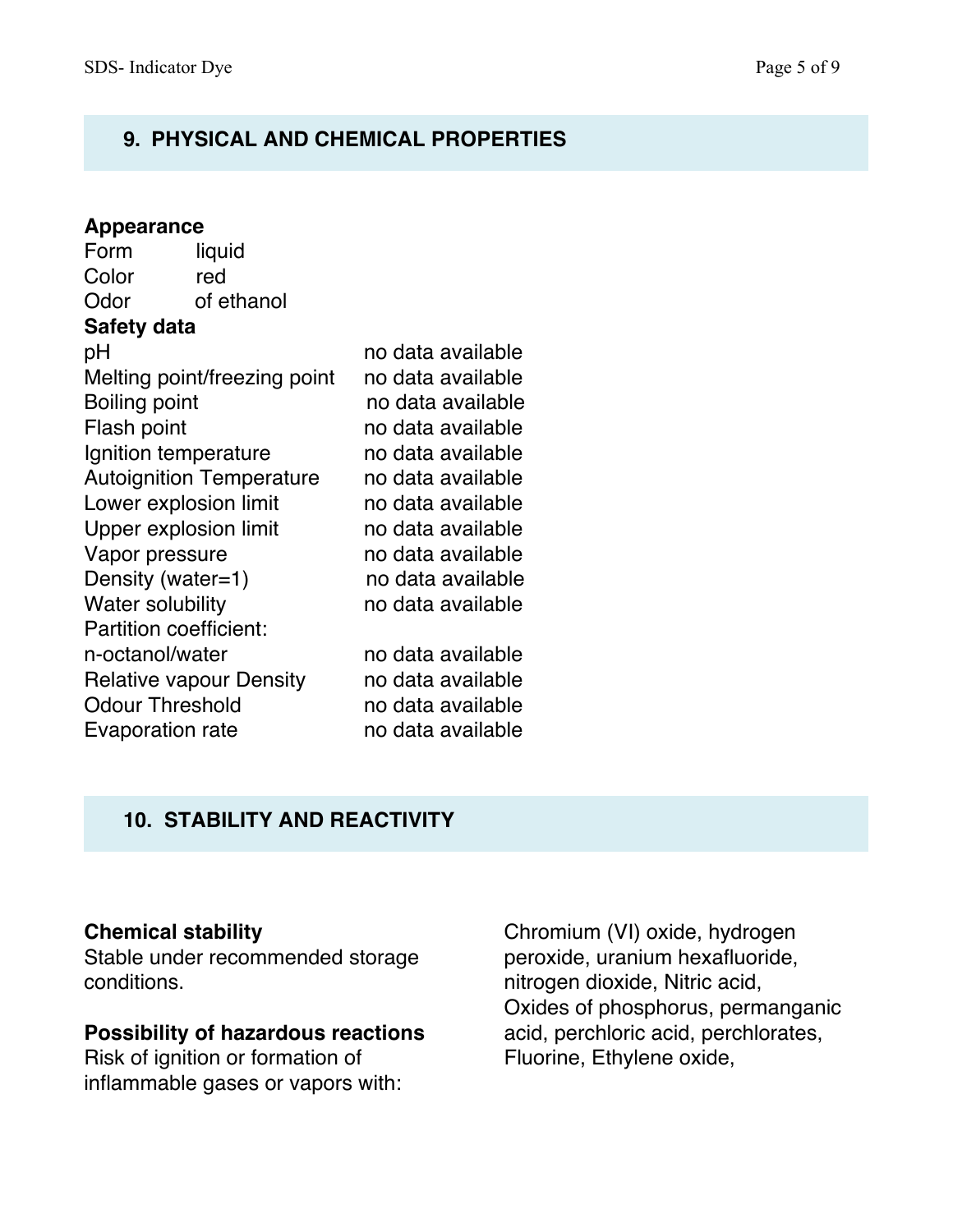## 9. PHYSICAL AND CHEMICAL PROPERTIES

**Appearance**

Form liquid
Color red
Odor of ethanol

**Safety data**

| | |
|---|---|
| pH | no data available |
| Melting point/freezing point | no data available |
| Boiling point | no data available |
| Flash point | no data available |
| Ignition temperature | no data available |
| Autoignition Temperature | no data available |
| Lower explosion limit | no data available |
| Upper explosion limit | no data available |
| Vapor pressure | no data available |
| Density (water=1) | no data available |
| Water solubility | no data available |
| Partition coefficient: n-octanol/water | no data available |
| Relative vapour Density | no data available |
| Odour Threshold | no data available |
| Evaporation rate | no data available |

## 10. STABILITY AND REACTIVITY

**Chemical stability**
Stable under recommended storage conditions.

**Possibility of hazardous reactions**
Risk of ignition or formation of inflammable gases or vapors with:

Chromium (VI) oxide, hydrogen peroxide, uranium hexafluoride, nitrogen dioxide, Nitric acid, Oxides of phosphorus, permanganic acid, perchloric acid, perchlorates, Fluorine, Ethylene oxide,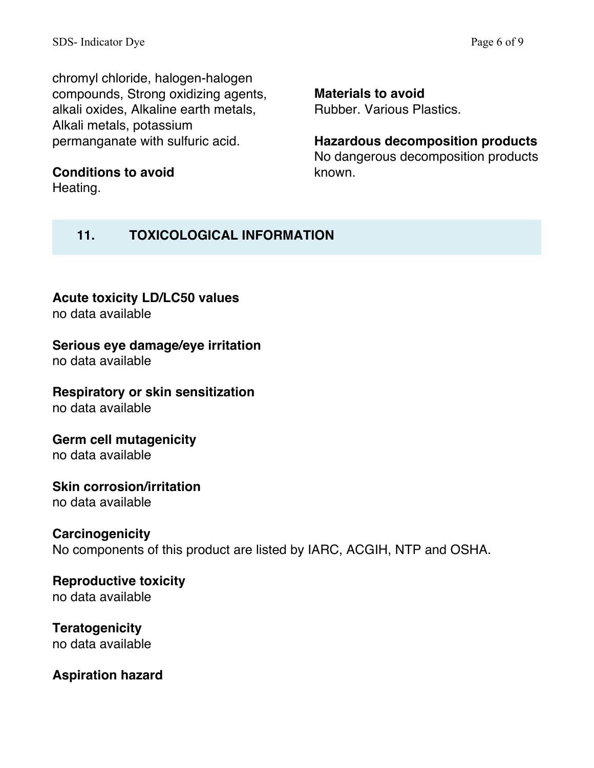chromyl chloride, halogen-halogen compounds, Strong oxidizing agents, alkali oxides, Alkaline earth metals, Alkali metals, potassium permanganate with sulfuric acid.

**Conditions to avoid**
Heating.

**Materials to avoid**
Rubber. Various Plastics.

**Hazardous decomposition products**
No dangerous decomposition products known.

## 11. TOXICOLOGICAL INFORMATION

**Acute toxicity LD/LC50 values**
no data available

**Serious eye damage/eye irritation**
no data available

**Respiratory or skin sensitization**
no data available

**Germ cell mutagenicity**
no data available

**Skin corrosion/irritation**
no data available

**Carcinogenicity**
No components of this product are listed by IARC, ACGIH, NTP and OSHA.

**Reproductive toxicity**
no data available

**Teratogenicity**
no data available

**Aspiration hazard**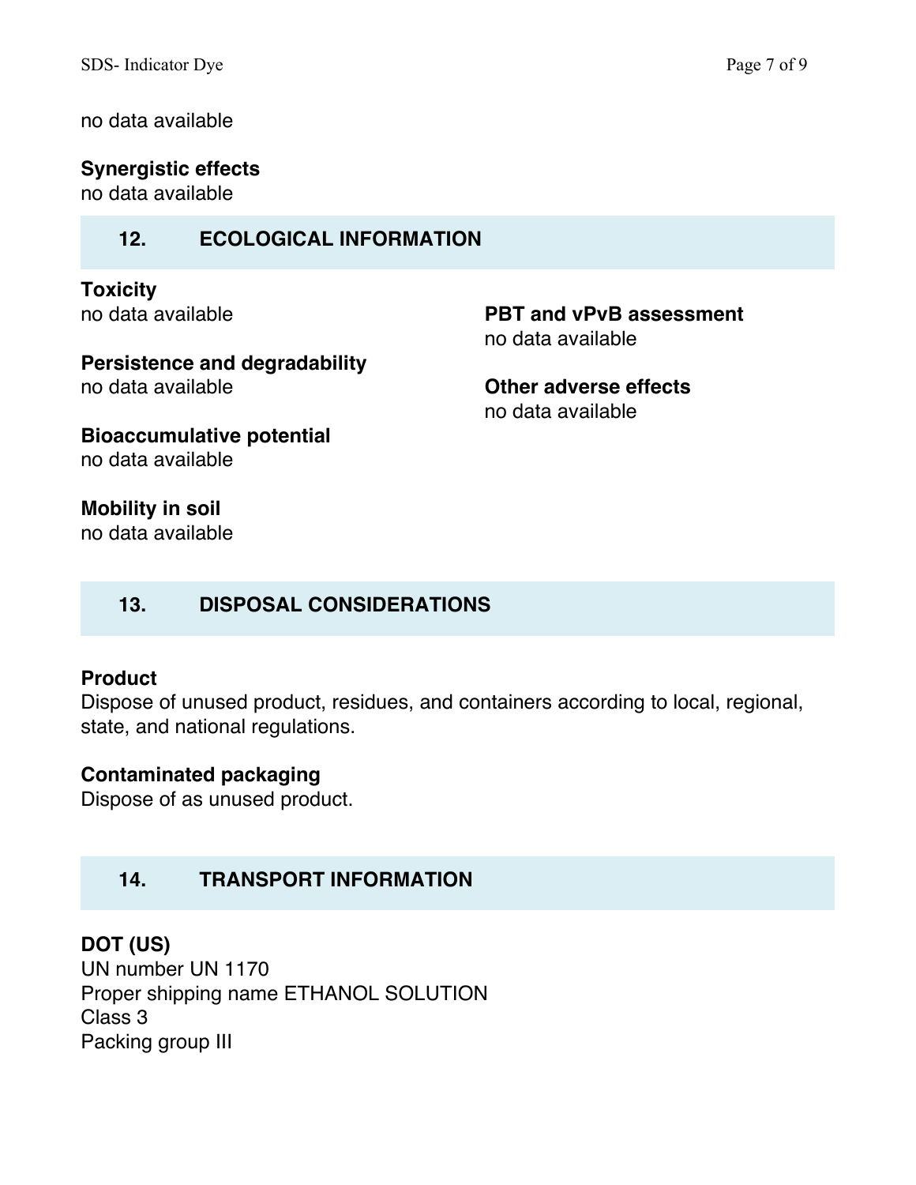no data available

**Synergistic effects**
no data available

## 12. ECOLOGICAL INFORMATION

**Toxicity**
no data available

**Persistence and degradability**
no data available

**Bioaccumulative potential**
no data available

**Mobility in soil**
no data available

**PBT and vPvB assessment**
no data available

**Other adverse effects**
no data available

## 13. DISPOSAL CONSIDERATIONS

**Product**
Dispose of unused product, residues, and containers according to local, regional, state, and national regulations.

**Contaminated packaging**
Dispose of as unused product.

## 14. TRANSPORT INFORMATION

**DOT (US)**
UN number UN 1170
Proper shipping name ETHANOL SOLUTION
Class 3
Packing group III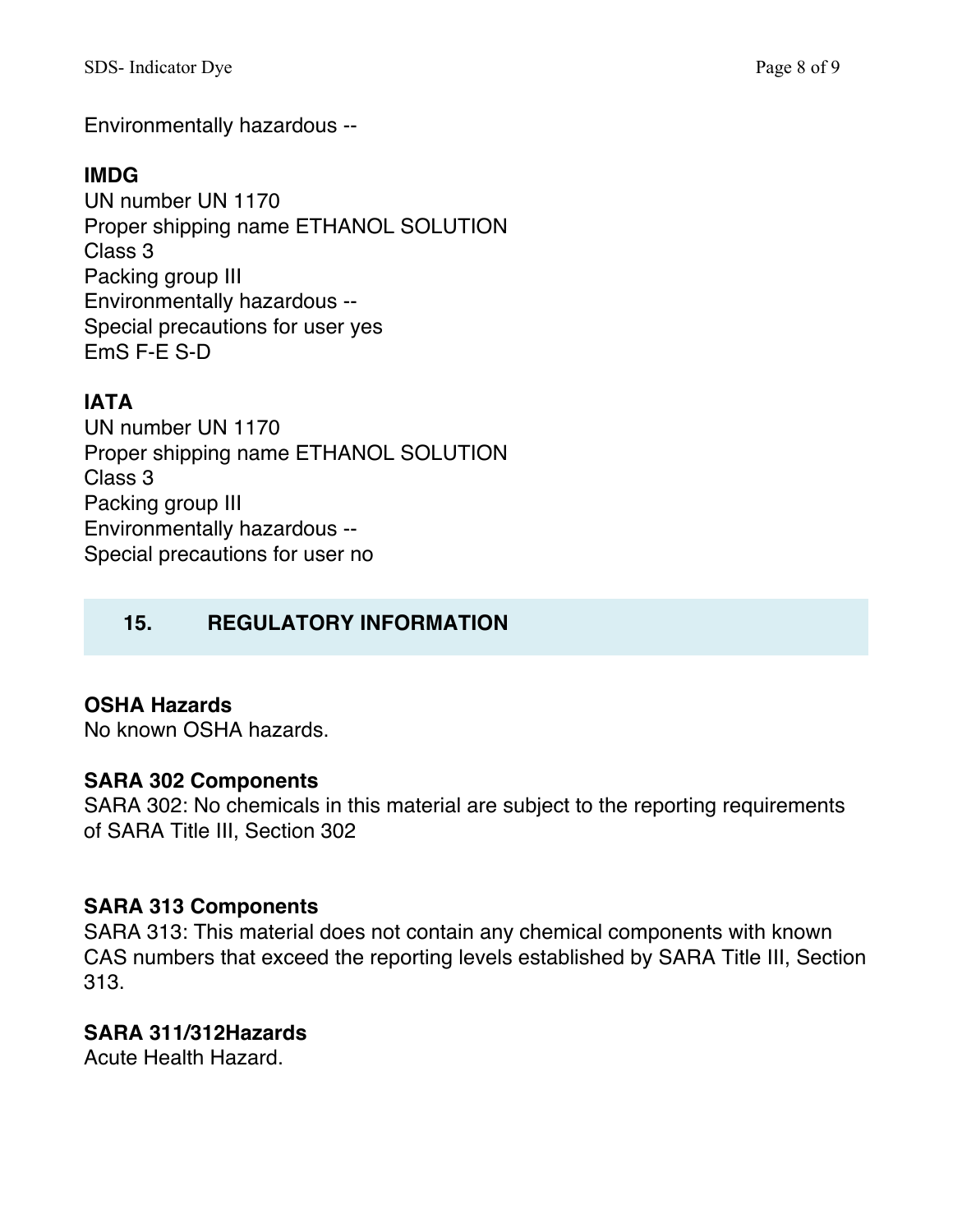Environmentally hazardous --

**IMDG**
UN number UN 1170
Proper shipping name ETHANOL SOLUTION
Class 3
Packing group III
Environmentally hazardous --
Special precautions for user yes
EmS F-E S-D

**IATA**
UN number UN 1170
Proper shipping name ETHANOL SOLUTION
Class 3
Packing group III
Environmentally hazardous --
Special precautions for user no

## 15. REGULATORY INFORMATION

**OSHA Hazards**
No known OSHA hazards.

**SARA 302 Components**
SARA 302: No chemicals in this material are subject to the reporting requirements of SARA Title III, Section 302

**SARA 313 Components**
SARA 313: This material does not contain any chemical components with known CAS numbers that exceed the reporting levels established by SARA Title III, Section 313.

**SARA 311/312Hazards**
Acute Health Hazard.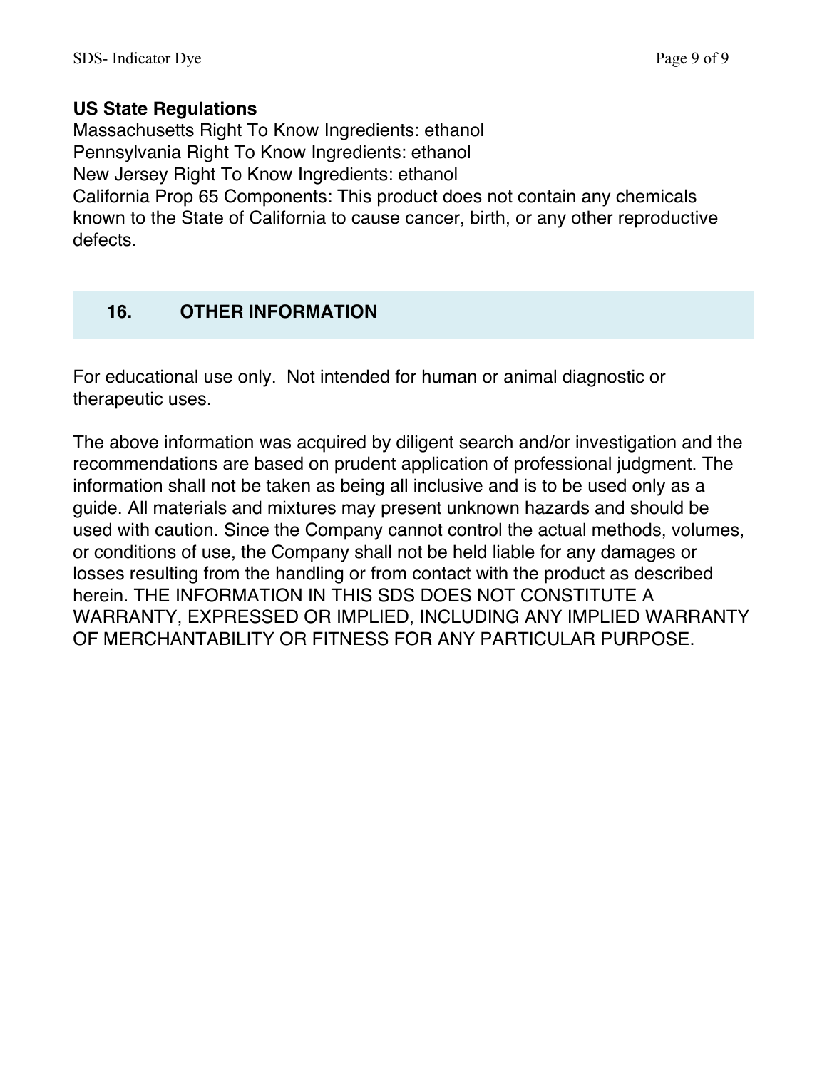**US State Regulations**
Massachusetts Right To Know Ingredients: ethanol
Pennsylvania Right To Know Ingredients: ethanol
New Jersey Right To Know Ingredients: ethanol
California Prop 65 Components: This product does not contain any chemicals known to the State of California to cause cancer, birth, or any other reproductive defects.

## 16. OTHER INFORMATION

For educational use only. Not intended for human or animal diagnostic or therapeutic uses.

The above information was acquired by diligent search and/or investigation and the recommendations are based on prudent application of professional judgment. The information shall not be taken as being all inclusive and is to be used only as a guide. All materials and mixtures may present unknown hazards and should be used with caution. Since the Company cannot control the actual methods, volumes, or conditions of use, the Company shall not be held liable for any damages or losses resulting from the handling or from contact with the product as described herein. THE INFORMATION IN THIS SDS DOES NOT CONSTITUTE A WARRANTY, EXPRESSED OR IMPLIED, INCLUDING ANY IMPLIED WARRANTY OF MERCHANTABILITY OR FITNESS FOR ANY PARTICULAR PURPOSE.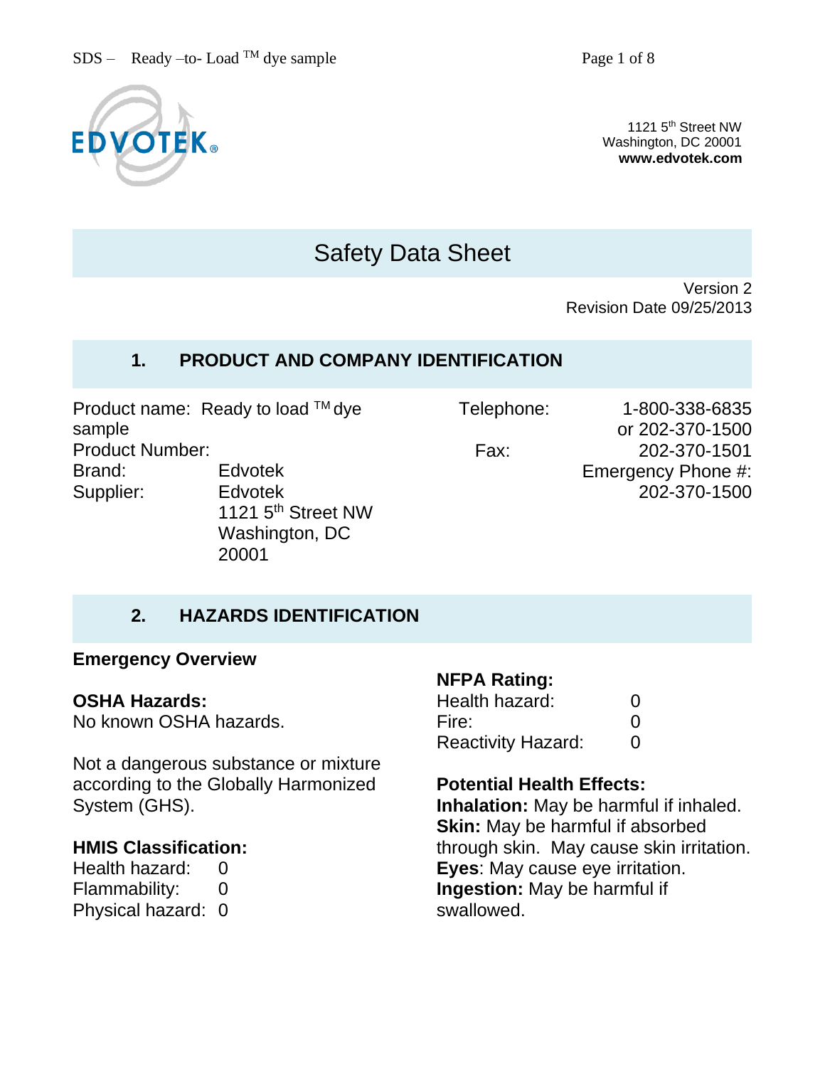EDVOTEK®

1121 5th Street NW
Washington, DC 20001
**www.edvotek.com**

# Safety Data Sheet

Version 2
Revision Date 09/25/2013

## 1. PRODUCT AND COMPANY IDENTIFICATION

Product name: Ready to load ™ dye sample
Product Number:
Brand: Edvotek
Supplier: Edvotek
1121 5th Street NW
Washington, DC 20001

Telephone: 1-800-338-6835 or 202-370-1500
Fax: 202-370-1501
Emergency Phone #: 202-370-1500

## 2. HAZARDS IDENTIFICATION

**Emergency Overview**

**OSHA Hazards:**
No known OSHA hazards.

Not a dangerous substance or mixture according to the Globally Harmonized System (GHS).

**HMIS Classification:**

| | |
|---|---|
| Health hazard: | 0 |
| Flammability: | 0 |
| Physical hazard: | 0 |

**NFPA Rating:**

| | |
|---|---|
| Health hazard: | 0 |
| Fire: | 0 |
| Reactivity Hazard: | 0 |

**Potential Health Effects:**
**Inhalation:** May be harmful if inhaled.
**Skin:** May be harmful if absorbed through skin. May cause skin irritation.
**Eyes**: May cause eye irritation.
**Ingestion:** May be harmful if swallowed.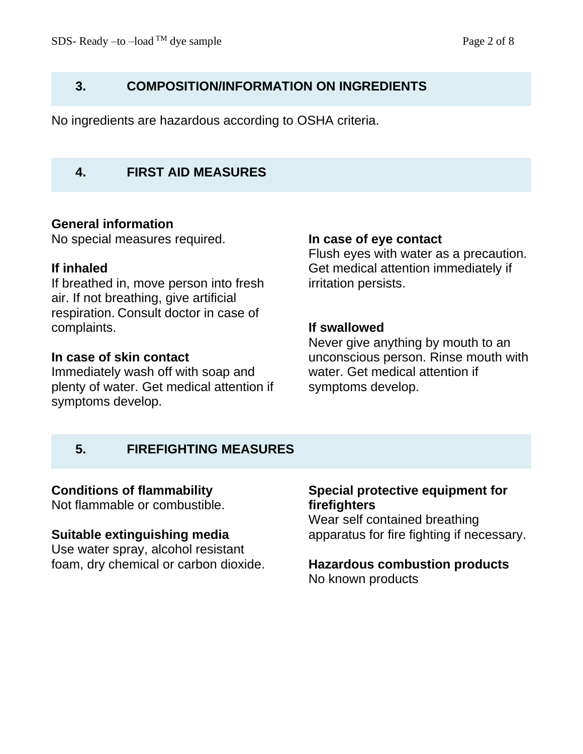## 3. COMPOSITION/INFORMATION ON INGREDIENTS

No ingredients are hazardous according to OSHA criteria.

## 4. FIRST AID MEASURES

**General information**
No special measures required.

**If inhaled**
If breathed in, move person into fresh air. If not breathing, give artificial respiration. Consult doctor in case of complaints.

**In case of skin contact**
Immediately wash off with soap and plenty of water. Get medical attention if symptoms develop.

**In case of eye contact**
Flush eyes with water as a precaution. Get medical attention immediately if irritation persists.

**If swallowed**
Never give anything by mouth to an unconscious person. Rinse mouth with water. Get medical attention if symptoms develop.

## 5. FIREFIGHTING MEASURES

**Conditions of flammability**
Not flammable or combustible.

**Suitable extinguishing media**
Use water spray, alcohol resistant foam, dry chemical or carbon dioxide.

**Special protective equipment for firefighters**
Wear self contained breathing apparatus for fire fighting if necessary.

**Hazardous combustion products**
No known products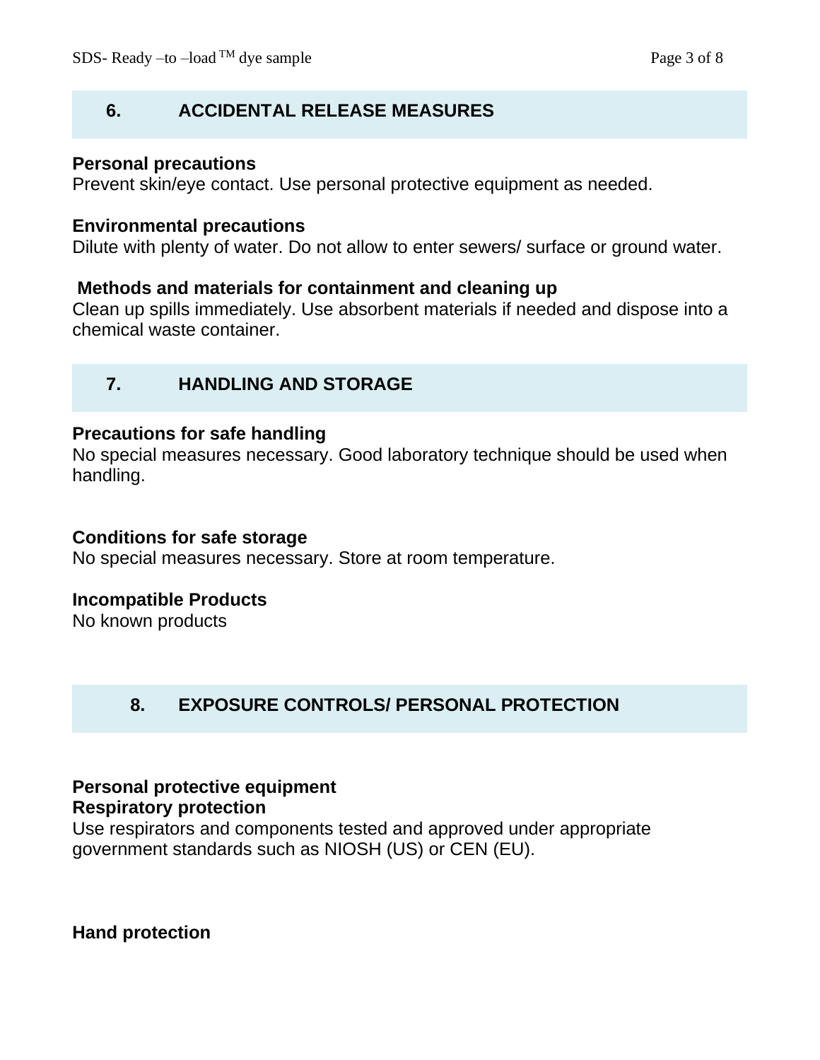## 6. ACCIDENTAL RELEASE MEASURES

**Personal precautions**
Prevent skin/eye contact. Use personal protective equipment as needed.

**Environmental precautions**
Dilute with plenty of water. Do not allow to enter sewers/ surface or ground water.

**Methods and materials for containment and cleaning up**
Clean up spills immediately. Use absorbent materials if needed and dispose into a chemical waste container.

## 7. HANDLING AND STORAGE

**Precautions for safe handling**
No special measures necessary. Good laboratory technique should be used when handling.

**Conditions for safe storage**
No special measures necessary. Store at room temperature.

**Incompatible Products**
No known products

## 8. EXPOSURE CONTROLS/ PERSONAL PROTECTION

**Personal protective equipment**
**Respiratory protection**
Use respirators and components tested and approved under appropriate government standards such as NIOSH (US) or CEN (EU).

**Hand protection**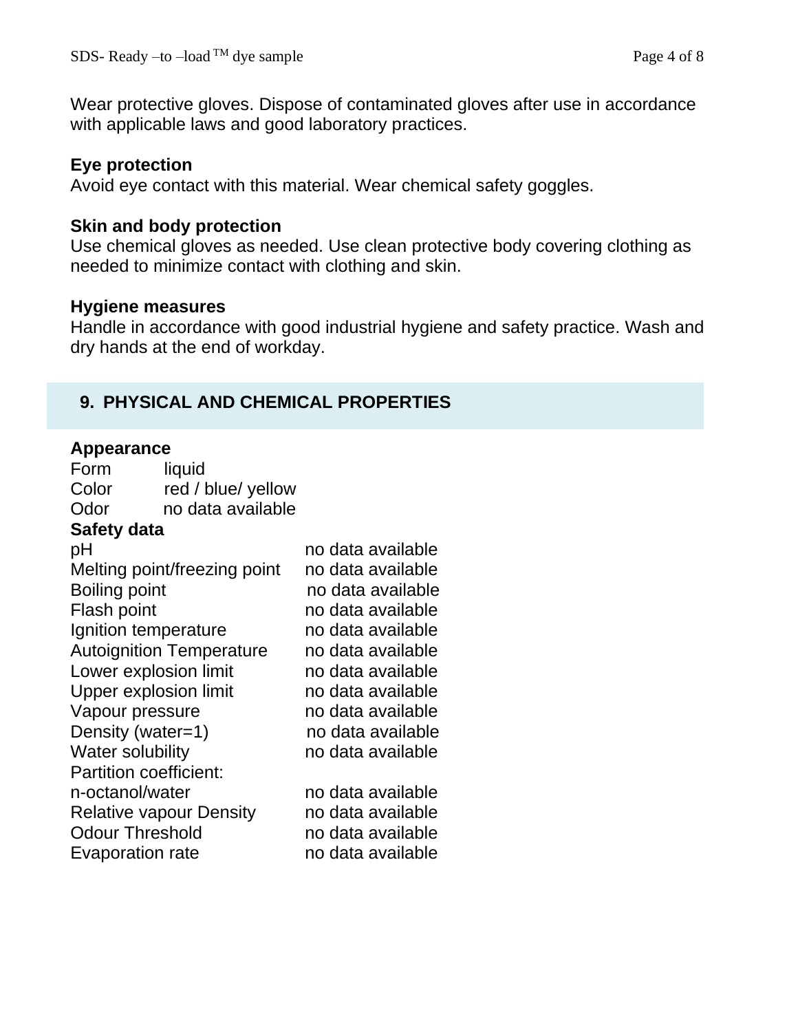Wear protective gloves. Dispose of contaminated gloves after use in accordance with applicable laws and good laboratory practices.

**Eye protection**
Avoid eye contact with this material. Wear chemical safety goggles.

**Skin and body protection**
Use chemical gloves as needed. Use clean protective body covering clothing as needed to minimize contact with clothing and skin.

**Hygiene measures**
Handle in accordance with good industrial hygiene and safety practice. Wash and dry hands at the end of workday.

## 9. PHYSICAL AND CHEMICAL PROPERTIES

**Appearance**

| | |
|---|---|
| Form | liquid |
| Color | red / blue/ yellow |
| Odor | no data available |

**Safety data**

| | |
|---|---|
| pH | no data available |
| Melting point/freezing point | no data available |
| Boiling point | no data available |
| Flash point | no data available |
| Ignition temperature | no data available |
| Autoignition Temperature | no data available |
| Lower explosion limit | no data available |
| Upper explosion limit | no data available |
| Vapour pressure | no data available |
| Density (water=1) | no data available |
| Water solubility | no data available |
| Partition coefficient: n-octanol/water | no data available |
| Relative vapour Density | no data available |
| Odour Threshold | no data available |
| Evaporation rate | no data available |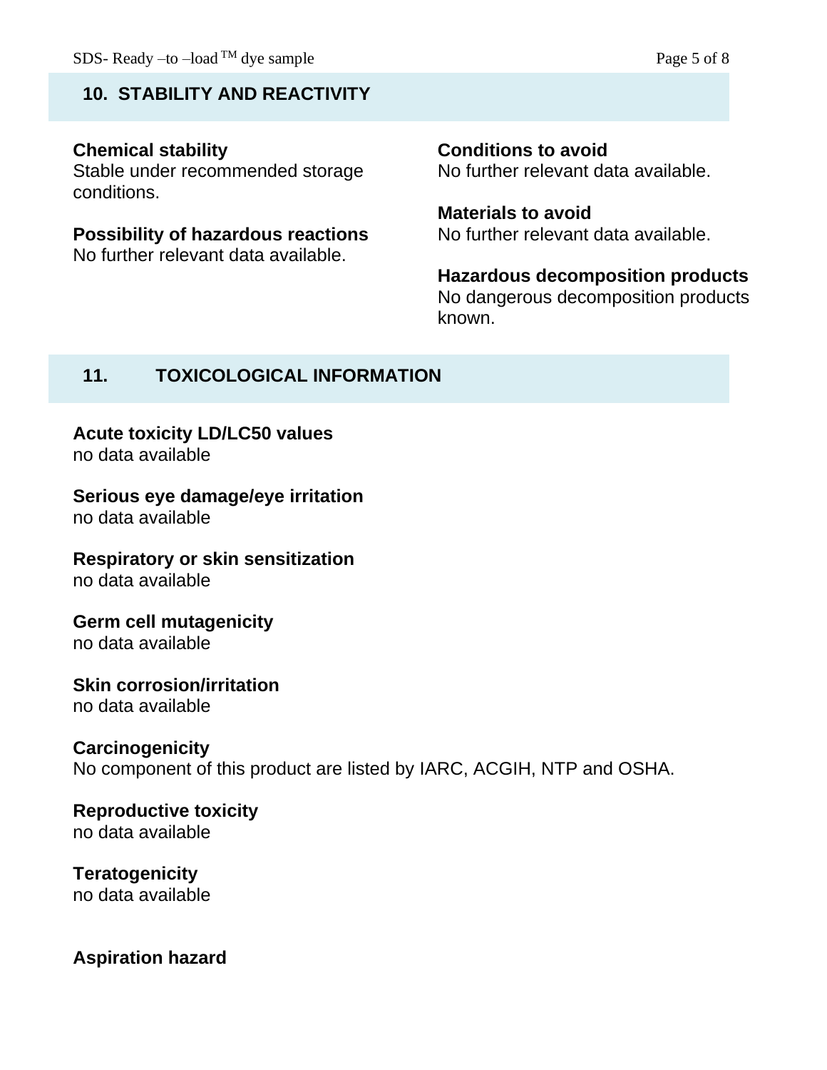## 10. STABILITY AND REACTIVITY

**Chemical stability**
Stable under recommended storage conditions.

**Possibility of hazardous reactions**
No further relevant data available.

**Conditions to avoid**
No further relevant data available.

**Materials to avoid**
No further relevant data available.

**Hazardous decomposition products**
No dangerous decomposition products known.

## 11. TOXICOLOGICAL INFORMATION

**Acute toxicity LD/LC50 values**
no data available

**Serious eye damage/eye irritation**
no data available

**Respiratory or skin sensitization**
no data available

**Germ cell mutagenicity**
no data available

**Skin corrosion/irritation**
no data available

**Carcinogenicity**
No component of this product are listed by IARC, ACGIH, NTP and OSHA.

**Reproductive toxicity**
no data available

**Teratogenicity**
no data available

**Aspiration hazard**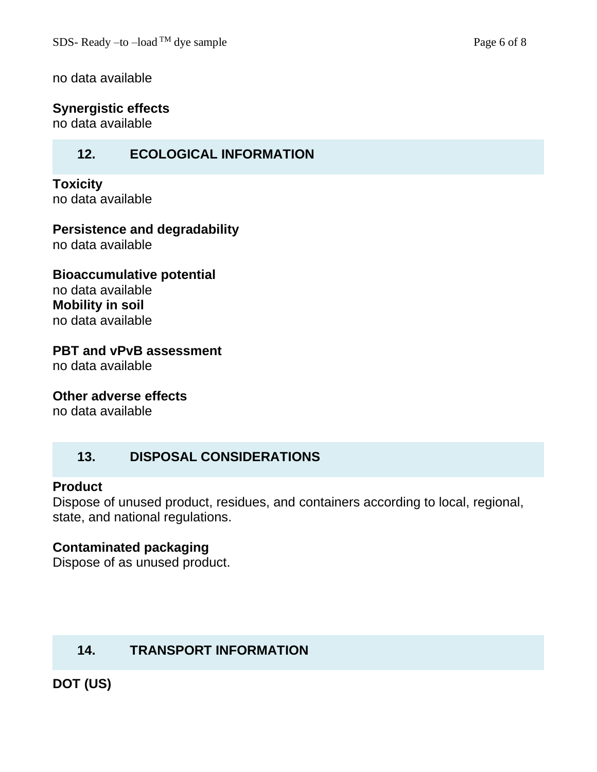no data available

**Synergistic effects**
no data available

## 12. ECOLOGICAL INFORMATION

**Toxicity**
no data available

**Persistence and degradability**
no data available

**Bioaccumulative potential**
no data available
**Mobility in soil**
no data available

**PBT and vPvB assessment**
no data available

**Other adverse effects**
no data available

## 13. DISPOSAL CONSIDERATIONS

**Product**
Dispose of unused product, residues, and containers according to local, regional, state, and national regulations.

**Contaminated packaging**
Dispose of as unused product.

## 14. TRANSPORT INFORMATION

**DOT (US)**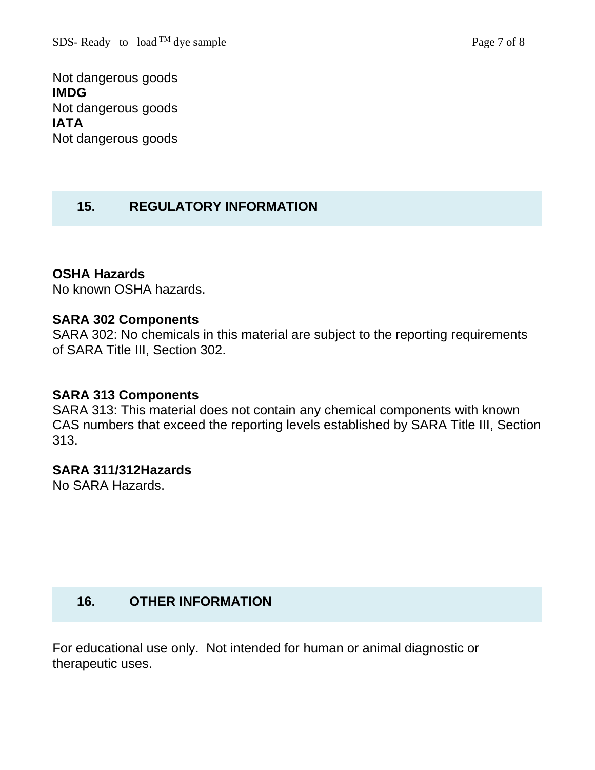Not dangerous goods

**IMDG**

Not dangerous goods

**IATA**

Not dangerous goods

## 15. REGULATORY INFORMATION

**OSHA Hazards**

No known OSHA hazards.

**SARA 302 Components**

SARA 302: No chemicals in this material are subject to the reporting requirements of SARA Title III, Section 302.

**SARA 313 Components**

SARA 313: This material does not contain any chemical components with known CAS numbers that exceed the reporting levels established by SARA Title III, Section 313.

**SARA 311/312Hazards**

No SARA Hazards.

## 16. OTHER INFORMATION

For educational use only. Not intended for human or animal diagnostic or therapeutic uses.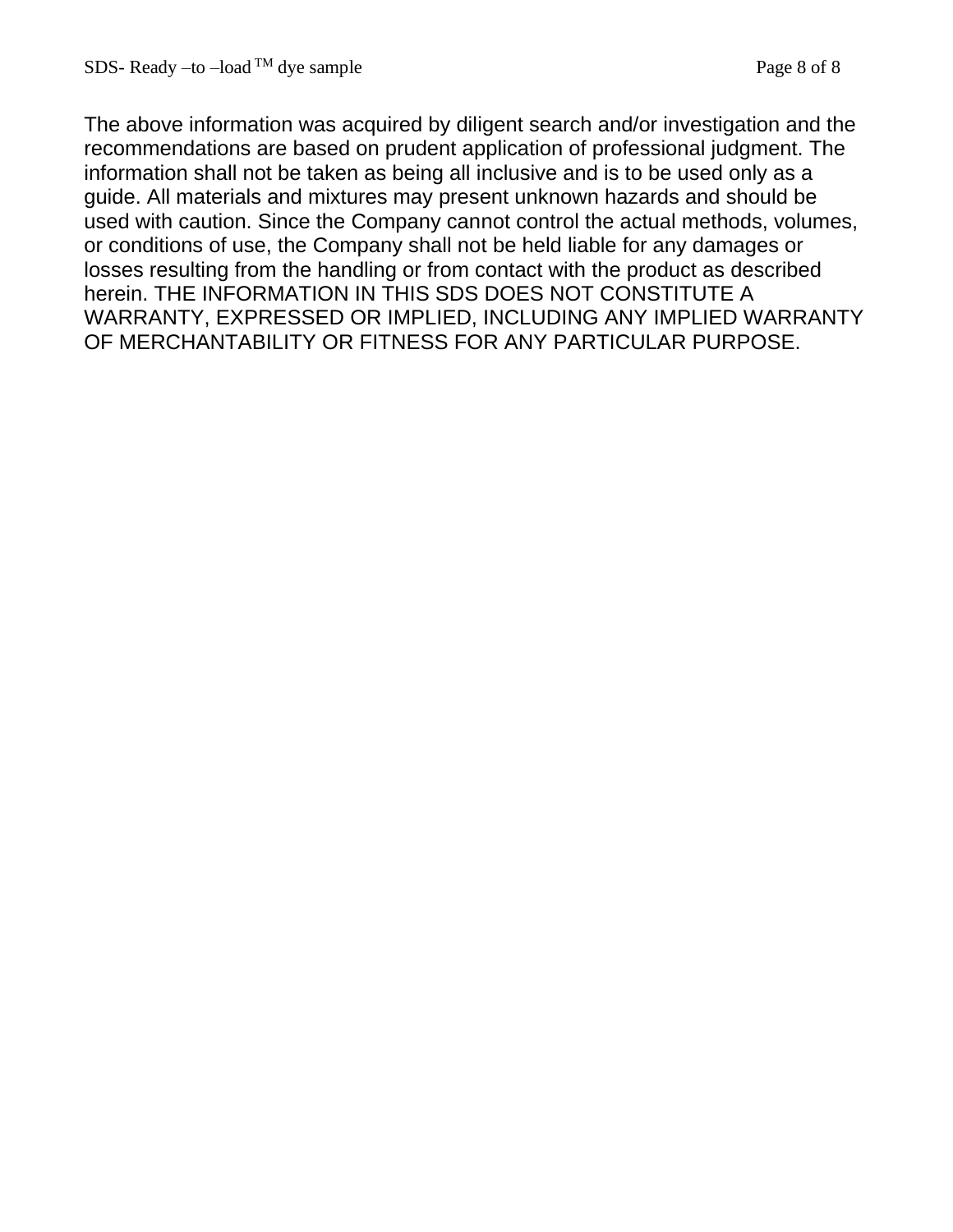The above information was acquired by diligent search and/or investigation and the recommendations are based on prudent application of professional judgment. The information shall not be taken as being all inclusive and is to be used only as a guide. All materials and mixtures may present unknown hazards and should be used with caution. Since the Company cannot control the actual methods, volumes, or conditions of use, the Company shall not be held liable for any damages or losses resulting from the handling or from contact with the product as described herein. THE INFORMATION IN THIS SDS DOES NOT CONSTITUTE A WARRANTY, EXPRESSED OR IMPLIED, INCLUDING ANY IMPLIED WARRANTY OF MERCHANTABILITY OR FITNESS FOR ANY PARTICULAR PURPOSE.